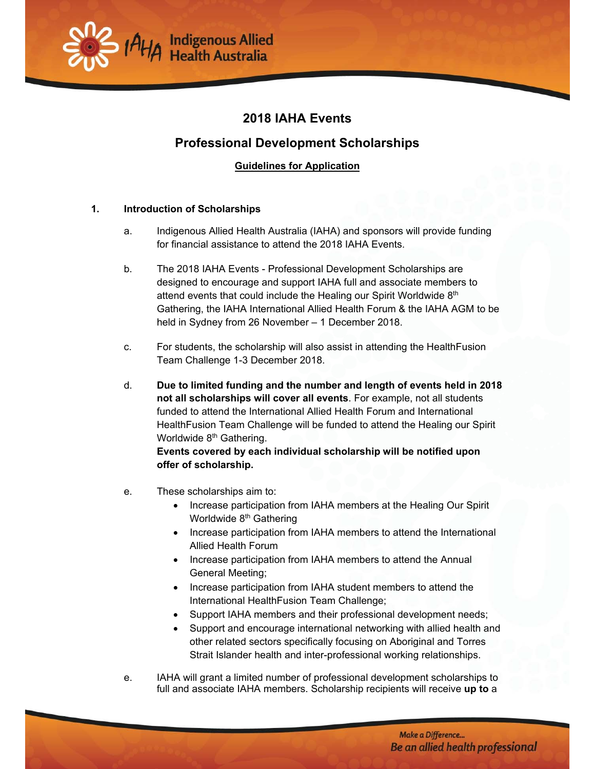# 2018 IAHA Events

## Professional Development Scholarships

**Guidelines for Application**

### 1. Introduction of Scholarships

a. Indigenous Allied Health Australia (IAHA) and sponsors will provide funding for financial assistance to attend the 2018 IAHA Events.

b. The 2018 IAHA Events - Professional Development Scholarships are designed to encourage and support IAHA full and associate members to attend events that could include the Healing our Spirit Worldwide 8th Gathering, the IAHA International Allied Health Forum & the IAHA AGM to be held in Sydney from 26 November – 1 December 2018.

c. For students, the scholarship will also assist in attending the HealthFusion Team Challenge 1-3 December 2018.

d. **Due to limited funding and the number and length of events held in 2018 not all scholarships will cover all events**. For example, not all students funded to attend the International Allied Health Forum and International HealthFusion Team Challenge will be funded to attend the Healing our Spirit Worldwide 8th Gathering.
**Events covered by each individual scholarship will be notified upon offer of scholarship.**

e. These scholarships aim to:
- Increase participation from IAHA members at the Healing Our Spirit Worldwide 8th Gathering
- Increase participation from IAHA members to attend the International Allied Health Forum
- Increase participation from IAHA members to attend the Annual General Meeting;
- Increase participation from IAHA student members to attend the International HealthFusion Team Challenge;
- Support IAHA members and their professional development needs;
- Support and encourage international networking with allied health and other related sectors specifically focusing on Aboriginal and Torres Strait Islander health and inter-professional working relationships.

e. IAHA will grant a limited number of professional development scholarships to full and associate IAHA members. Scholarship recipients will receive **up to** a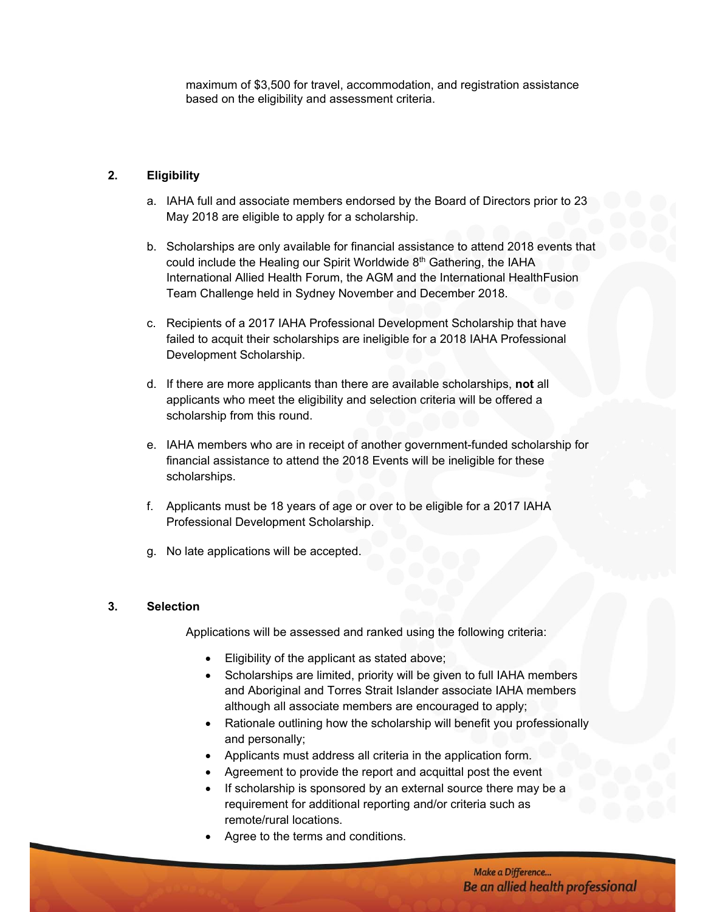maximum of $3,500 for travel, accommodation, and registration assistance based on the eligibility and assessment criteria.

## 2. Eligibility

a. IAHA full and associate members endorsed by the Board of Directors prior to 23 May 2018 are eligible to apply for a scholarship.

b. Scholarships are only available for financial assistance to attend 2018 events that could include the Healing our Spirit Worldwide 8th Gathering, the IAHA International Allied Health Forum, the AGM and the International HealthFusion Team Challenge held in Sydney November and December 2018.

c. Recipients of a 2017 IAHA Professional Development Scholarship that have failed to acquit their scholarships are ineligible for a 2018 IAHA Professional Development Scholarship.

d. If there are more applicants than there are available scholarships, **not** all applicants who meet the eligibility and selection criteria will be offered a scholarship from this round.

e. IAHA members who are in receipt of another government-funded scholarship for financial assistance to attend the 2018 Events will be ineligible for these scholarships.

f. Applicants must be 18 years of age or over to be eligible for a 2017 IAHA Professional Development Scholarship.

g. No late applications will be accepted.

## 3. Selection

Applications will be assessed and ranked using the following criteria:

- Eligibility of the applicant as stated above;
- Scholarships are limited, priority will be given to full IAHA members and Aboriginal and Torres Strait Islander associate IAHA members although all associate members are encouraged to apply;
- Rationale outlining how the scholarship will benefit you professionally and personally;
- Applicants must address all criteria in the application form.
- Agreement to provide the report and acquittal post the event
- If scholarship is sponsored by an external source there may be a requirement for additional reporting and/or criteria such as remote/rural locations.
- Agree to the terms and conditions.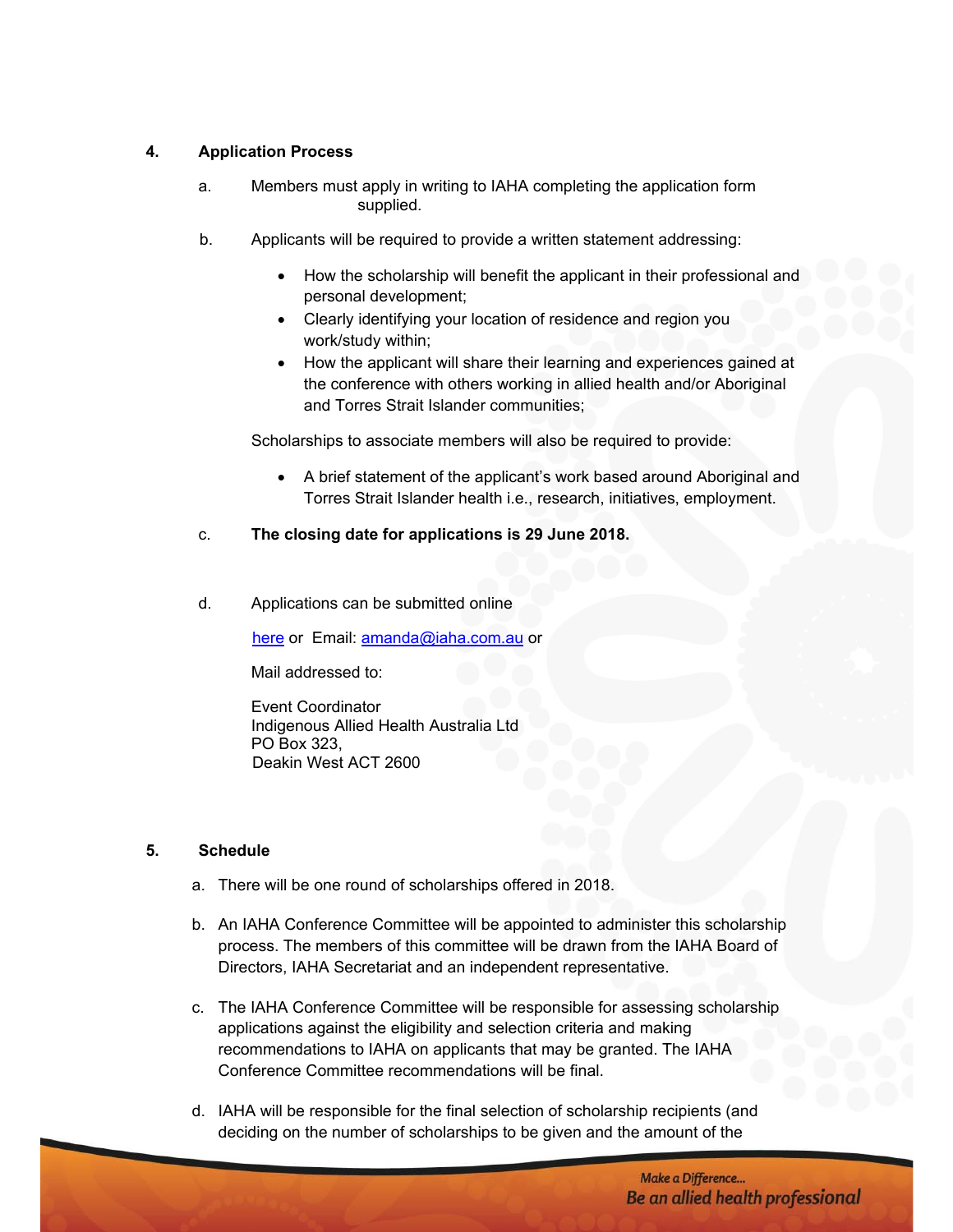## 4. Application Process

a. Members must apply in writing to IAHA completing the application form supplied.

b. Applicants will be required to provide a written statement addressing:

- How the scholarship will benefit the applicant in their professional and personal development;
- Clearly identifying your location of residence and region you work/study within;
- How the applicant will share their learning and experiences gained at the conference with others working in allied health and/or Aboriginal and Torres Strait Islander communities;

Scholarships to associate members will also be required to provide:

- A brief statement of the applicant's work based around Aboriginal and Torres Strait Islander health i.e., research, initiatives, employment.

c. **The closing date for applications is 29 June 2018.**

d. Applications can be submitted online

here or Email: amanda@iaha.com.au or

Mail addressed to:

Event Coordinator
Indigenous Allied Health Australia Ltd
PO Box 323,
Deakin West ACT 2600

## 5. Schedule

a. There will be one round of scholarships offered in 2018.

b. An IAHA Conference Committee will be appointed to administer this scholarship process. The members of this committee will be drawn from the IAHA Board of Directors, IAHA Secretariat and an independent representative.

c. The IAHA Conference Committee will be responsible for assessing scholarship applications against the eligibility and selection criteria and making recommendations to IAHA on applicants that may be granted. The IAHA Conference Committee recommendations will be final.

d. IAHA will be responsible for the final selection of scholarship recipients (and deciding on the number of scholarships to be given and the amount of the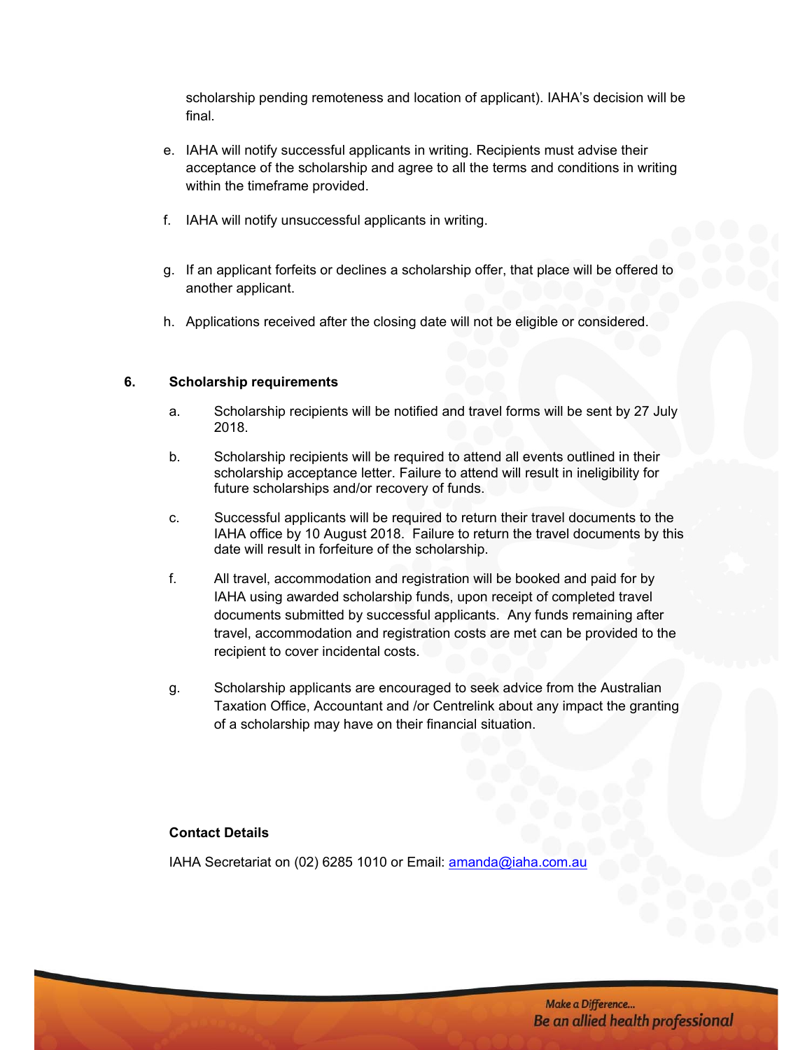scholarship pending remoteness and location of applicant). IAHA's decision will be final.

e. IAHA will notify successful applicants in writing. Recipients must advise their acceptance of the scholarship and agree to all the terms and conditions in writing within the timeframe provided.

f. IAHA will notify unsuccessful applicants in writing.

g. If an applicant forfeits or declines a scholarship offer, that place will be offered to another applicant.

h. Applications received after the closing date will not be eligible or considered.

**6. Scholarship requirements**

a. Scholarship recipients will be notified and travel forms will be sent by 27 July 2018.

b. Scholarship recipients will be required to attend all events outlined in their scholarship acceptance letter. Failure to attend will result in ineligibility for future scholarships and/or recovery of funds.

c. Successful applicants will be required to return their travel documents to the IAHA office by 10 August 2018. Failure to return the travel documents by this date will result in forfeiture of the scholarship.

f. All travel, accommodation and registration will be booked and paid for by IAHA using awarded scholarship funds, upon receipt of completed travel documents submitted by successful applicants. Any funds remaining after travel, accommodation and registration costs are met can be provided to the recipient to cover incidental costs.

g. Scholarship applicants are encouraged to seek advice from the Australian Taxation Office, Accountant and /or Centrelink about any impact the granting of a scholarship may have on their financial situation.

**Contact Details**

IAHA Secretariat on (02) 6285 1010 or Email: amanda@iaha.com.au